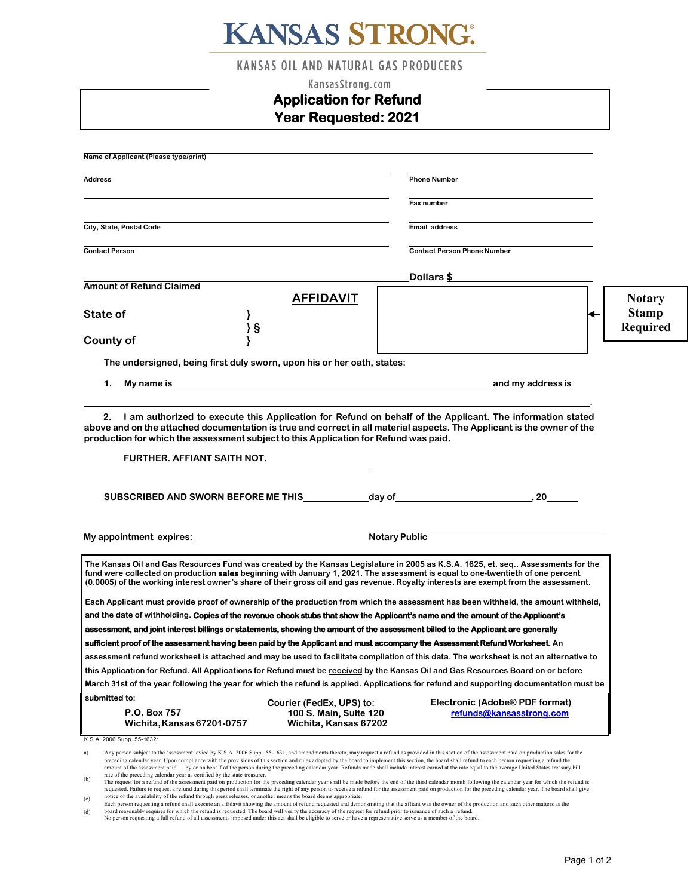# KANSAS STRONG®

KANSAS OIL AND NATURAL GAS PRODUCERS

KansasStrong.com

## Application for Refund
## Year Requested: 2021

Name of Applicant (Please type/print) ____________________________________________

Address ____________________________________________ Phone Number ____________________

____________________________________________ Fax number ____________________

City, State, Postal Code ____________________________________________ Email address ____________________

Contact Person ____________________________________________ Contact Person Phone Number ____________________

Amount of Refund Claimed ____________________________________________ **Dollars $** ____________________

## AFFIDAVIT

**Notary Stamp Required**

**State of** }
} §
**County of** }

**The undersigned, being first duly sworn, upon his or her oath, states:**

1. **My name is** ____________________________________________ **and my address is** ____________________________________________.

2. **I am authorized to execute this Application for Refund on behalf of the Applicant. The information stated above and on the attached documentation is true and correct in all material aspects. The Applicant is the owner of the production for which the assessment subject to this Application for Refund was paid.**

**FURTHER. AFFIANT SAITH NOT.**

____________________________________________

**SUBSCRIBED AND SWORN BEFORE ME THIS** ____________ **day of** ________________________, **20**______

**My appointment expires:** ______________________________ **Notary Public** ______________________________

**The Kansas Oil and Gas Resources Fund was created by the Kansas Legislature in 2005 as K.S.A. 1625, et. seq.. Assessments for the fund were collected on production sales beginning with January 1, 2021. The assessment is equal to one-twentieth of one percent (0.0005) of the working interest owner's share of their gross oil and gas revenue. Royalty interests are exempt from the assessment.**

Each Applicant must provide proof of ownership of the production from which the assessment has been withheld, the amount withheld, and the date of withholding. **Copies of the revenue check stubs that show the Applicant's name and the amount of the Applicant's assessment, and joint interest billings or statements, showing the amount of the assessment billed to the Applicant are generally sufficient proof of the assessment having been paid by the Applicant and must accompany the Assessment Refund Worksheet.** An assessment refund worksheet is attached and may be used to facilitate compilation of this data. The worksheet is not an alternative to this Application for Refund. All Applications for Refund must be received by the Kansas Oil and Gas Resources Board on or before March 31st of the year following the year for which the refund is applied. Applications for refund and supporting documentation must be submitted to:

| | Courier (FedEx, UPS) to: | Electronic (Adobe® PDF format) |
|---|---|---|
| P.O. Box 757 | 100 S. Main, Suite 120 | refunds@kansasstrong.com |
| Wichita, Kansas 67201-0757 | Wichita, Kansas 67202 | |

K.S.A. 2006 Supp. 55-1632:

a) Any person subject to the assessment levied by K.S.A. 2006 Supp. 55-1631, and amendments thereto, may request a refund as provided in this section of the assessment paid on production sales for the preceding calendar year. Upon compliance with the provisions of this section and rules adopted by the board to implement this section, the board shall refund to each person requesting a refund the amount of the assessment paid by or on behalf of the person during the preceding calendar year. Refunds made shall include interest earned at the rate equal to the average United States treasury bill rate of the preceding calendar year as certified by the state treasurer.

(b) The request for a refund of the assessment paid on production for the preceding calendar year shall be made before the end of the third calendar month following the calendar year for which the refund is requested. Failure to request a refund during this period shall terminate the right of any person to receive a refund for the assessment paid on production for the preceding calendar year. The board shall give notice of the availability of the refund through press releases, or another means the board deems appropriate.

(c) Each person requesting a refund shall execute an affidavit showing the amount of refund requested and demonstrating that the affiant was the owner of the production and such other matters as the board reasonably requires for which the refund is requested. The board will verify the accuracy of the request for refund prior to issuance of such a refund.

(d) No person requesting a full refund of all assessments imposed under this act shall be eligible to serve or have a representative serve as a member of the board.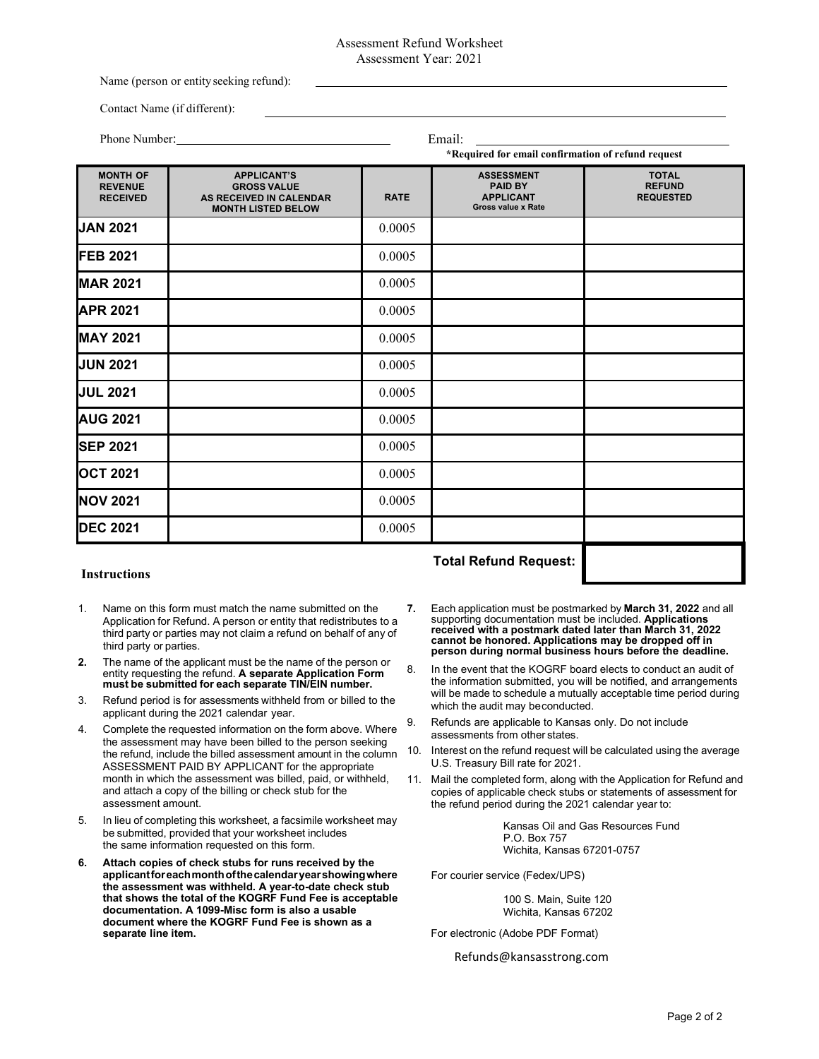Assessment Refund Worksheet
Assessment Year: 2021

Name (person or entity seeking refund): ______________________________

Contact Name (if different): ______________________________

Phone Number: ______________________________ Email: ______________________________

***Required for email confirmation of refund request**

| MONTH OF REVENUE RECEIVED | APPLICANT'S GROSS VALUE AS RECEIVED IN CALENDAR MONTH LISTED BELOW | RATE | ASSESSMENT PAID BY APPLICANT Gross value x Rate | TOTAL REFUND REQUESTED |
|---|---|---|---|---|
| **JAN 2021** | | 0.0005 | | |
| **FEB 2021** | | 0.0005 | | |
| **MAR 2021** | | 0.0005 | | |
| **APR 2021** | | 0.0005 | | |
| **MAY 2021** | | 0.0005 | | |
| **JUN 2021** | | 0.0005 | | |
| **JUL 2021** | | 0.0005 | | |
| **AUG 2021** | | 0.0005 | | |
| **SEP 2021** | | 0.0005 | | |
| **OCT 2021** | | 0.0005 | | |
| **NOV 2021** | | 0.0005 | | |
| **DEC 2021** | | 0.0005 | | |
| | | | **Total Refund Request:** | |

## Instructions

1. Name on this form must match the name submitted on the Application for Refund. A person or entity that redistributes to a third party or parties may not claim a refund on behalf of any of third party or parties.
2. The name of the applicant must be the name of the person or entity requesting the refund. **A separate Application Form must be submitted for each separate TIN/EIN number.**
3. Refund period is for assessments withheld from or billed to the applicant during the 2021 calendar year.
4. Complete the requested information on the form above. Where the assessment may have been billed to the person seeking the refund, include the billed assessment amount in the column ASSESSMENT PAID BY APPLICANT for the appropriate month in which the assessment was billed, paid, or withheld, and attach a copy of the billing or check stub for the assessment amount.
5. In lieu of completing this worksheet, a facsimile worksheet may be submitted, provided that your worksheet includes the same information requested on this form.
6. **Attach copies of check stubs for runs received by the applicant for each month of the calendar year showing where the assessment was withheld. A year-to-date check stub that shows the total of the KOGRF Fund Fee is acceptable documentation. A 1099-Misc form is also a usable document where the KOGRF Fund Fee is shown as a separate line item.**
7. Each application must be postmarked by **March 31, 2022** and all supporting documentation must be included. **Applications received with a postmark dated later than March 31, 2022 cannot be honored. Applications may be dropped off in person during normal business hours before the deadline.**
8. In the event that the KOGRF board elects to conduct an audit of the information submitted, you will be notified, and arrangements will be made to schedule a mutually acceptable time period during which the audit may be conducted.
9. Refunds are applicable to Kansas only. Do not include assessments from other states.
10. Interest on the refund request will be calculated using the average U.S. Treasury Bill rate for 2021.
11. Mail the completed form, along with the Application for Refund and copies of applicable check stubs or statements of assessment for the refund period during the 2021 calendar year to:

Kansas Oil and Gas Resources Fund
P.O. Box 757
Wichita, Kansas 67201-0757

For courier service (Fedex/UPS)

100 S. Main, Suite 120
Wichita, Kansas 67202

For electronic (Adobe PDF Format)

Refunds@kansasstrong.com